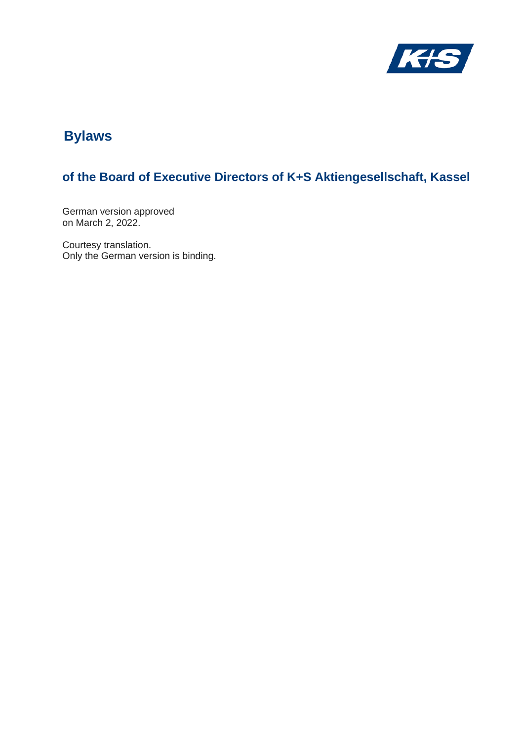# Bylaws

## of the Board of Executive Directors of K+S Aktiengesellschaft, Kassel

German version approved
on March 2, 2022.

Courtesy translation.
Only the German version is binding.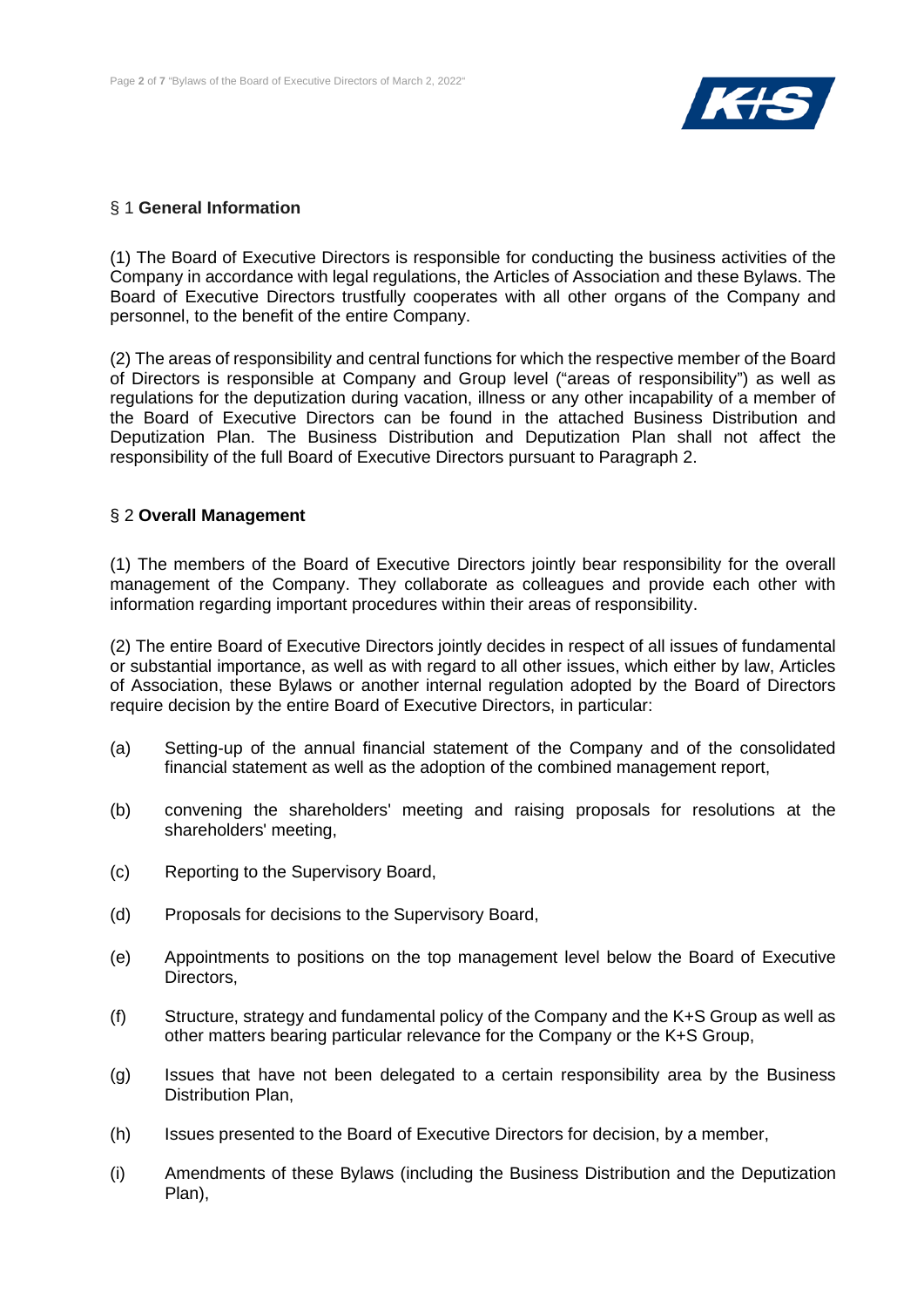## § 1 **General Information**

(1) The Board of Executive Directors is responsible for conducting the business activities of the Company in accordance with legal regulations, the Articles of Association and these Bylaws. The Board of Executive Directors trustfully cooperates with all other organs of the Company and personnel, to the benefit of the entire Company.

(2) The areas of responsibility and central functions for which the respective member of the Board of Directors is responsible at Company and Group level ("areas of responsibility") as well as regulations for the deputization during vacation, illness or any other incapability of a member of the Board of Executive Directors can be found in the attached Business Distribution and Deputization Plan. The Business Distribution and Deputization Plan shall not affect the responsibility of the full Board of Executive Directors pursuant to Paragraph 2.

## § 2 **Overall Management**

(1) The members of the Board of Executive Directors jointly bear responsibility for the overall management of the Company. They collaborate as colleagues and provide each other with information regarding important procedures within their areas of responsibility.

(2) The entire Board of Executive Directors jointly decides in respect of all issues of fundamental or substantial importance, as well as with regard to all other issues, which either by law, Articles of Association, these Bylaws or another internal regulation adopted by the Board of Directors require decision by the entire Board of Executive Directors, in particular:

(a) Setting-up of the annual financial statement of the Company and of the consolidated financial statement as well as the adoption of the combined management report,

(b) convening the shareholders' meeting and raising proposals for resolutions at the shareholders' meeting,

(c) Reporting to the Supervisory Board,

(d) Proposals for decisions to the Supervisory Board,

(e) Appointments to positions on the top management level below the Board of Executive Directors,

(f) Structure, strategy and fundamental policy of the Company and the K+S Group as well as other matters bearing particular relevance for the Company or the K+S Group,

(g) Issues that have not been delegated to a certain responsibility area by the Business Distribution Plan,

(h) Issues presented to the Board of Executive Directors for decision, by a member,

(i) Amendments of these Bylaws (including the Business Distribution and the Deputization Plan),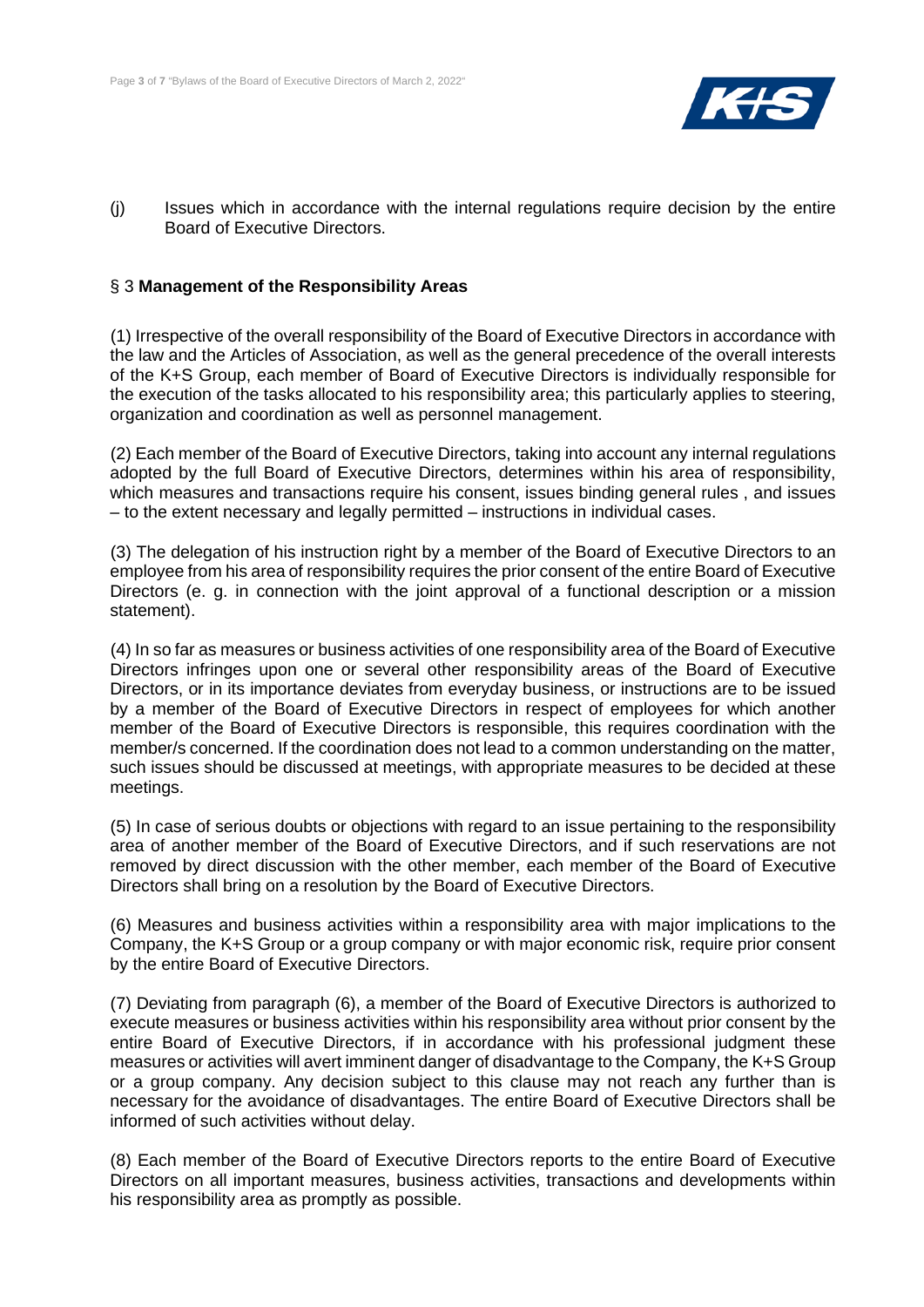(j) Issues which in accordance with the internal regulations require decision by the entire Board of Executive Directors.

## § 3 **Management of the Responsibility Areas**

(1) Irrespective of the overall responsibility of the Board of Executive Directors in accordance with the law and the Articles of Association, as well as the general precedence of the overall interests of the K+S Group, each member of Board of Executive Directors is individually responsible for the execution of the tasks allocated to his responsibility area; this particularly applies to steering, organization and coordination as well as personnel management.

(2) Each member of the Board of Executive Directors, taking into account any internal regulations adopted by the full Board of Executive Directors, determines within his area of responsibility, which measures and transactions require his consent, issues binding general rules , and issues – to the extent necessary and legally permitted – instructions in individual cases.

(3) The delegation of his instruction right by a member of the Board of Executive Directors to an employee from his area of responsibility requires the prior consent of the entire Board of Executive Directors (e. g. in connection with the joint approval of a functional description or a mission statement).

(4) In so far as measures or business activities of one responsibility area of the Board of Executive Directors infringes upon one or several other responsibility areas of the Board of Executive Directors, or in its importance deviates from everyday business, or instructions are to be issued by a member of the Board of Executive Directors in respect of employees for which another member of the Board of Executive Directors is responsible, this requires coordination with the member/s concerned. If the coordination does not lead to a common understanding on the matter, such issues should be discussed at meetings, with appropriate measures to be decided at these meetings.

(5) In case of serious doubts or objections with regard to an issue pertaining to the responsibility area of another member of the Board of Executive Directors, and if such reservations are not removed by direct discussion with the other member, each member of the Board of Executive Directors shall bring on a resolution by the Board of Executive Directors.

(6) Measures and business activities within a responsibility area with major implications to the Company, the K+S Group or a group company or with major economic risk, require prior consent by the entire Board of Executive Directors.

(7) Deviating from paragraph (6), a member of the Board of Executive Directors is authorized to execute measures or business activities within his responsibility area without prior consent by the entire Board of Executive Directors, if in accordance with his professional judgment these measures or activities will avert imminent danger of disadvantage to the Company, the K+S Group or a group company. Any decision subject to this clause may not reach any further than is necessary for the avoidance of disadvantages. The entire Board of Executive Directors shall be informed of such activities without delay.

(8) Each member of the Board of Executive Directors reports to the entire Board of Executive Directors on all important measures, business activities, transactions and developments within his responsibility area as promptly as possible.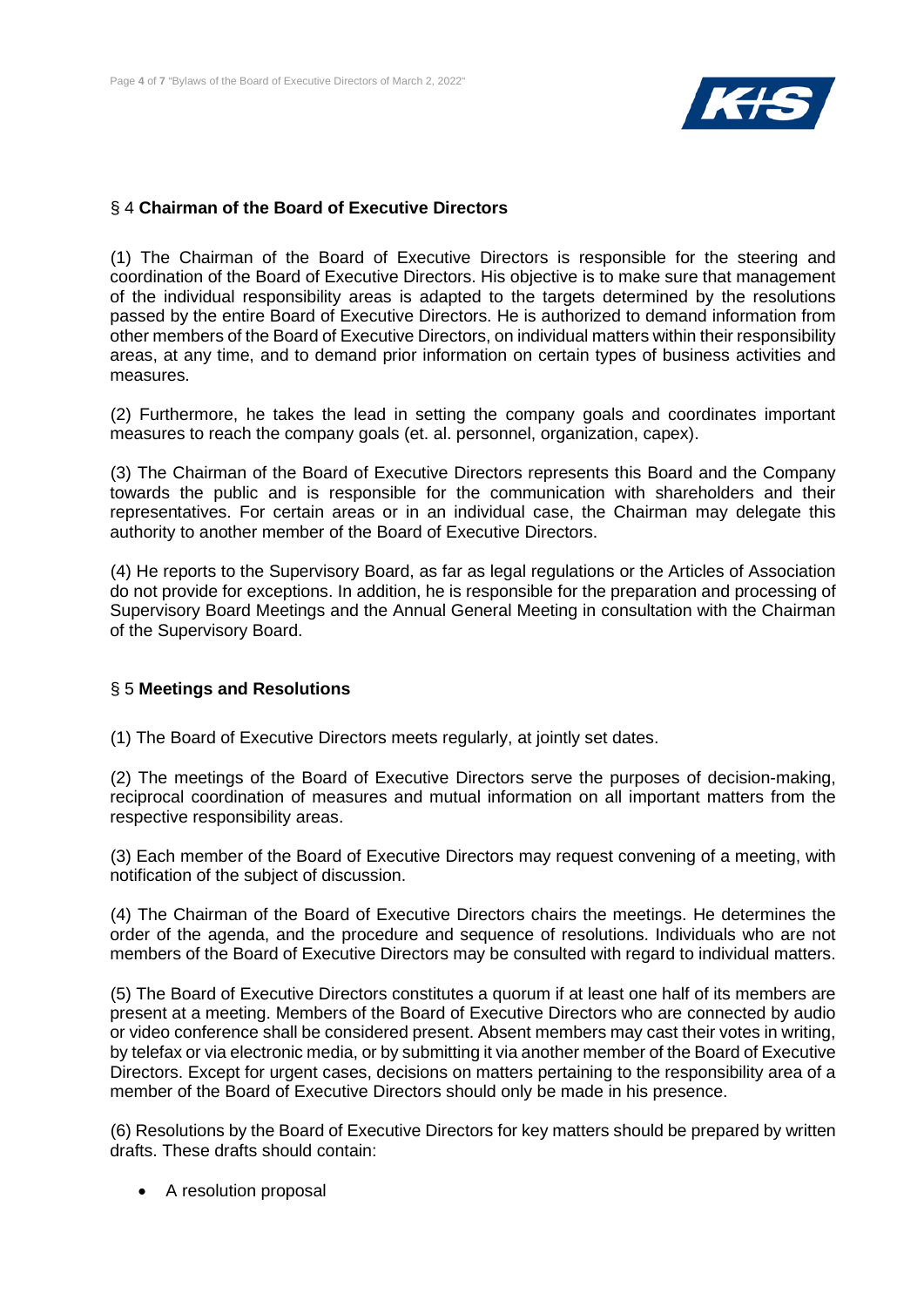## § 4 **Chairman of the Board of Executive Directors**

(1) The Chairman of the Board of Executive Directors is responsible for the steering and coordination of the Board of Executive Directors. His objective is to make sure that management of the individual responsibility areas is adapted to the targets determined by the resolutions passed by the entire Board of Executive Directors. He is authorized to demand information from other members of the Board of Executive Directors, on individual matters within their responsibility areas, at any time, and to demand prior information on certain types of business activities and measures.

(2) Furthermore, he takes the lead in setting the company goals and coordinates important measures to reach the company goals (et. al. personnel, organization, capex).

(3) The Chairman of the Board of Executive Directors represents this Board and the Company towards the public and is responsible for the communication with shareholders and their representatives. For certain areas or in an individual case, the Chairman may delegate this authority to another member of the Board of Executive Directors.

(4) He reports to the Supervisory Board, as far as legal regulations or the Articles of Association do not provide for exceptions. In addition, he is responsible for the preparation and processing of Supervisory Board Meetings and the Annual General Meeting in consultation with the Chairman of the Supervisory Board.

## § 5 **Meetings and Resolutions**

(1) The Board of Executive Directors meets regularly, at jointly set dates.

(2) The meetings of the Board of Executive Directors serve the purposes of decision-making, reciprocal coordination of measures and mutual information on all important matters from the respective responsibility areas.

(3) Each member of the Board of Executive Directors may request convening of a meeting, with notification of the subject of discussion.

(4) The Chairman of the Board of Executive Directors chairs the meetings. He determines the order of the agenda, and the procedure and sequence of resolutions. Individuals who are not members of the Board of Executive Directors may be consulted with regard to individual matters.

(5) The Board of Executive Directors constitutes a quorum if at least one half of its members are present at a meeting. Members of the Board of Executive Directors who are connected by audio or video conference shall be considered present. Absent members may cast their votes in writing, by telefax or via electronic media, or by submitting it via another member of the Board of Executive Directors. Except for urgent cases, decisions on matters pertaining to the responsibility area of a member of the Board of Executive Directors should only be made in his presence.

(6) Resolutions by the Board of Executive Directors for key matters should be prepared by written drafts. These drafts should contain:

- A resolution proposal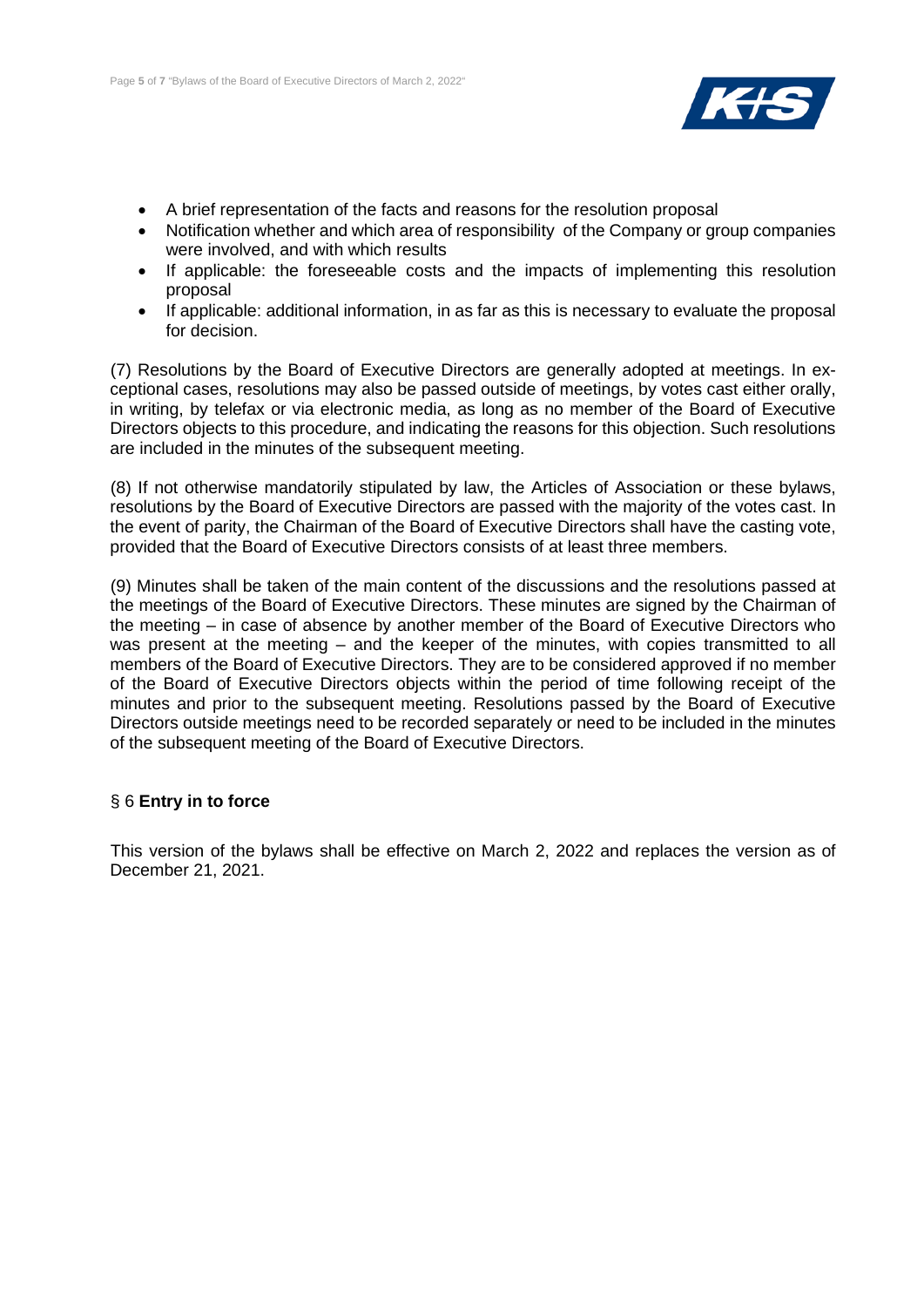- A brief representation of the facts and reasons for the resolution proposal
- Notification whether and which area of responsibility of the Company or group companies were involved, and with which results
- If applicable: the foreseeable costs and the impacts of implementing this resolution proposal
- If applicable: additional information, in as far as this is necessary to evaluate the proposal for decision.

(7) Resolutions by the Board of Executive Directors are generally adopted at meetings. In exceptional cases, resolutions may also be passed outside of meetings, by votes cast either orally, in writing, by telefax or via electronic media, as long as no member of the Board of Executive Directors objects to this procedure, and indicating the reasons for this objection. Such resolutions are included in the minutes of the subsequent meeting.

(8) If not otherwise mandatorily stipulated by law, the Articles of Association or these bylaws, resolutions by the Board of Executive Directors are passed with the majority of the votes cast. In the event of parity, the Chairman of the Board of Executive Directors shall have the casting vote, provided that the Board of Executive Directors consists of at least three members.

(9) Minutes shall be taken of the main content of the discussions and the resolutions passed at the meetings of the Board of Executive Directors. These minutes are signed by the Chairman of the meeting – in case of absence by another member of the Board of Executive Directors who was present at the meeting – and the keeper of the minutes, with copies transmitted to all members of the Board of Executive Directors. They are to be considered approved if no member of the Board of Executive Directors objects within the period of time following receipt of the minutes and prior to the subsequent meeting. Resolutions passed by the Board of Executive Directors outside meetings need to be recorded separately or need to be included in the minutes of the subsequent meeting of the Board of Executive Directors.

## § 6 **Entry in to force**

This version of the bylaws shall be effective on March 2, 2022 and replaces the version as of December 21, 2021.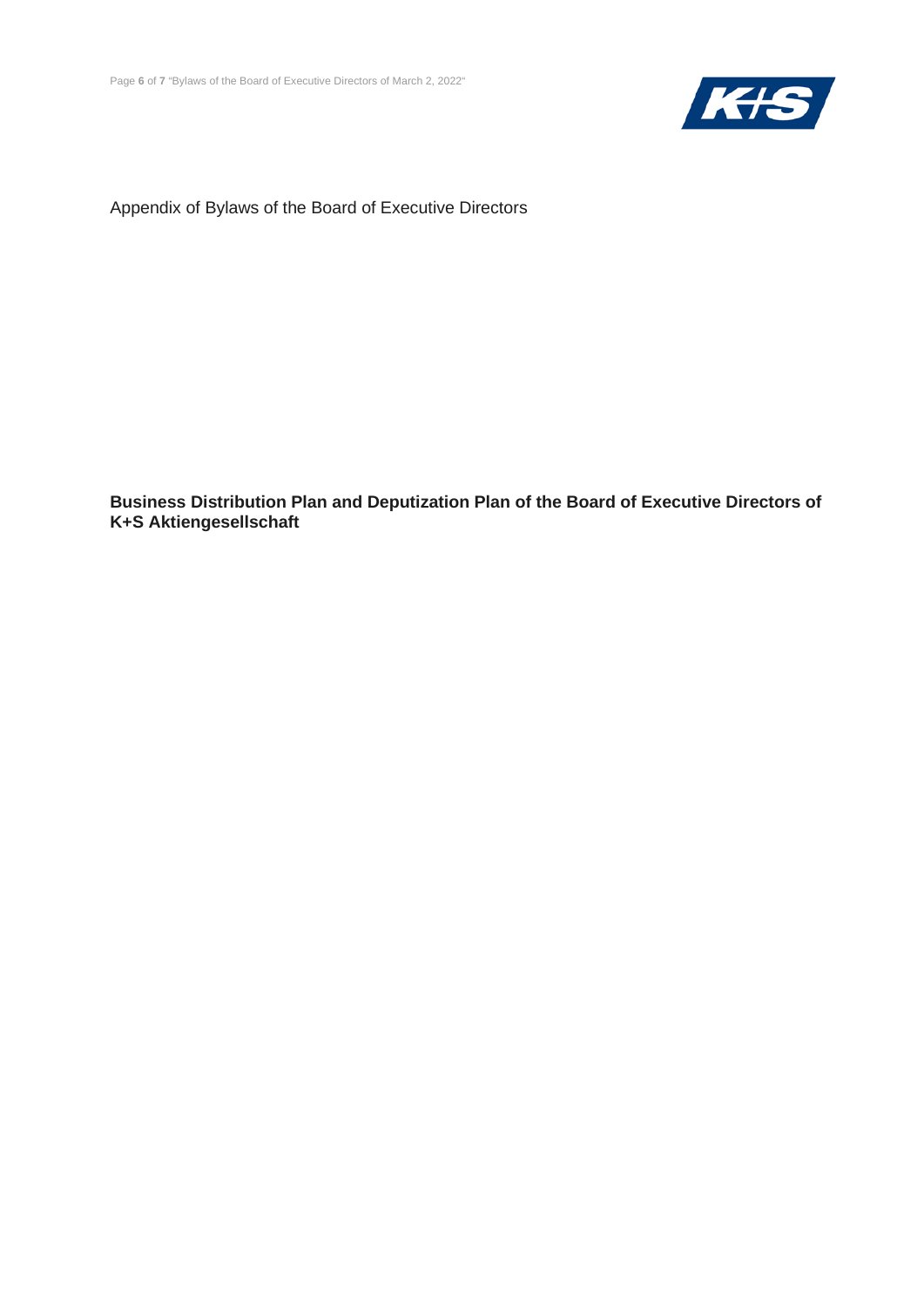Appendix of Bylaws of the Board of Executive Directors

**Business Distribution Plan and Deputization Plan of the Board of Executive Directors of K+S Aktiengesellschaft**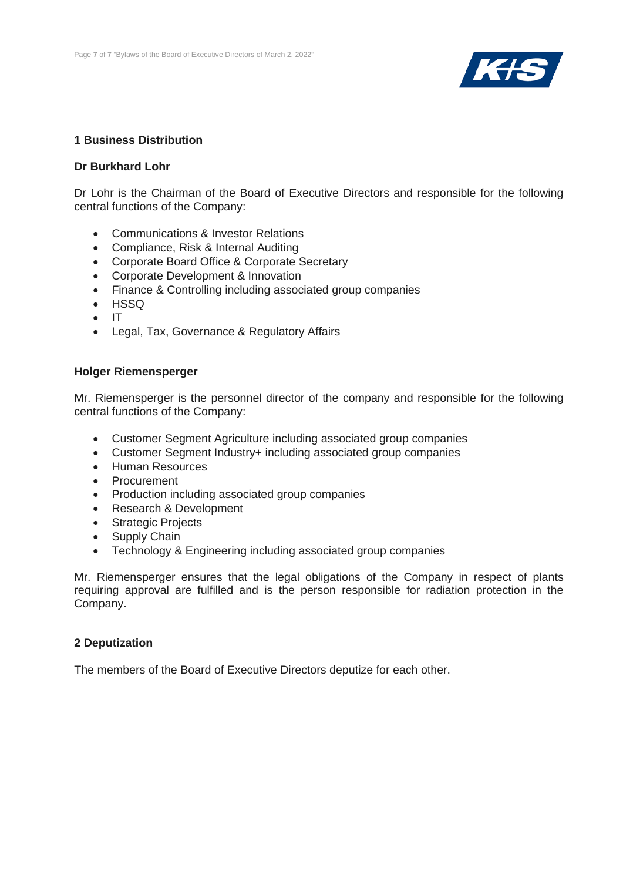## 1 Business Distribution

### Dr Burkhard Lohr

Dr Lohr is the Chairman of the Board of Executive Directors and responsible for the following central functions of the Company:

- Communications & Investor Relations
- Compliance, Risk & Internal Auditing
- Corporate Board Office & Corporate Secretary
- Corporate Development & Innovation
- Finance & Controlling including associated group companies
- HSSQ
- IT
- Legal, Tax, Governance & Regulatory Affairs

### Holger Riemensperger

Mr. Riemensperger is the personnel director of the company and responsible for the following central functions of the Company:

- Customer Segment Agriculture including associated group companies
- Customer Segment Industry+ including associated group companies
- Human Resources
- Procurement
- Production including associated group companies
- Research & Development
- Strategic Projects
- Supply Chain
- Technology & Engineering including associated group companies

Mr. Riemensperger ensures that the legal obligations of the Company in respect of plants requiring approval are fulfilled and is the person responsible for radiation protection in the Company.

## 2 Deputization

The members of the Board of Executive Directors deputize for each other.